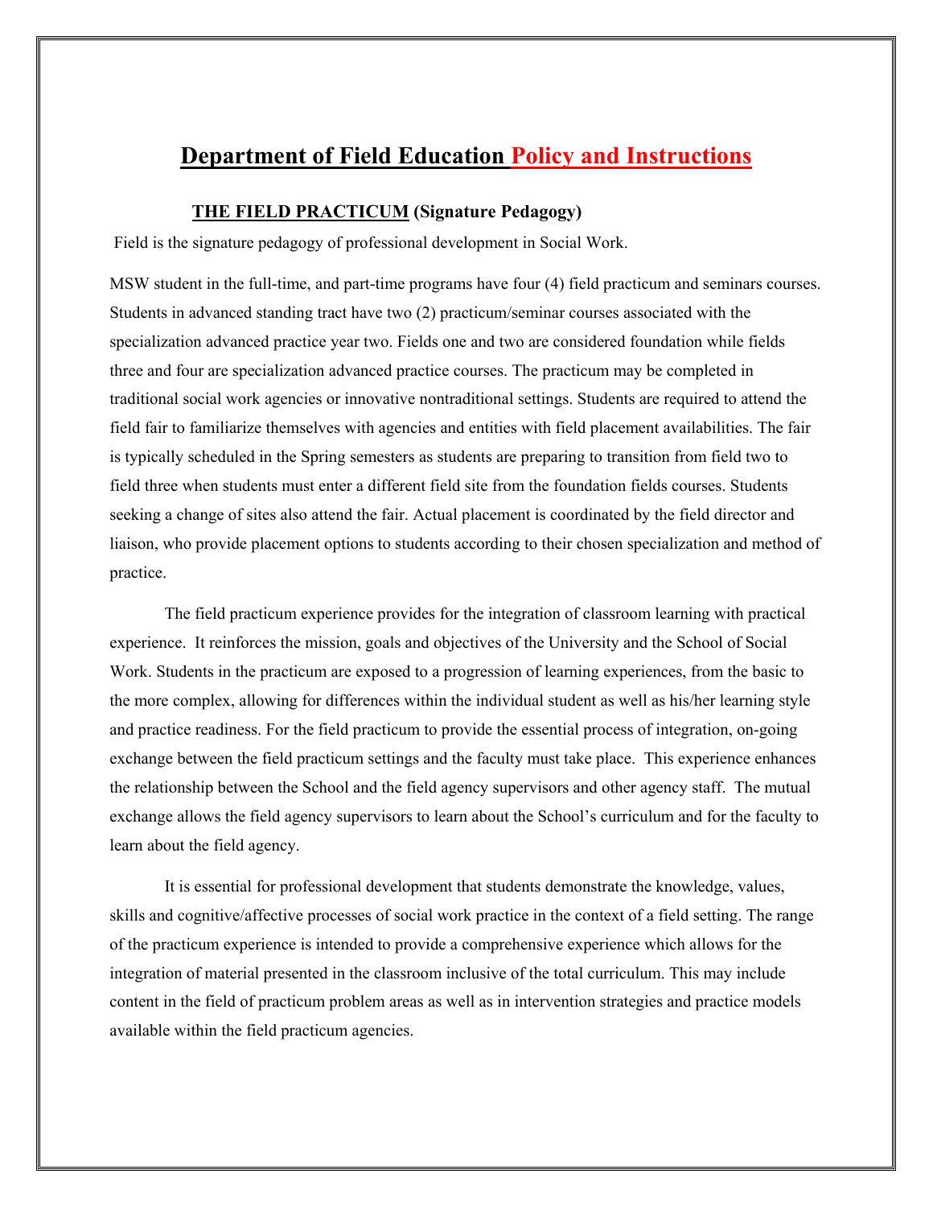# Department of Field Education Policy and Instructions

## THE FIELD PRACTICUM (Signature Pedagogy)

Field is the signature pedagogy of professional development in Social Work.

MSW student in the full-time, and part-time programs have four (4) field practicum and seminars courses. Students in advanced standing tract have two (2) practicum/seminar courses associated with the specialization advanced practice year two. Fields one and two are considered foundation while fields three and four are specialization advanced practice courses. The practicum may be completed in traditional social work agencies or innovative nontraditional settings. Students are required to attend the field fair to familiarize themselves with agencies and entities with field placement availabilities. The fair is typically scheduled in the Spring semesters as students are preparing to transition from field two to field three when students must enter a different field site from the foundation fields courses. Students seeking a change of sites also attend the fair. Actual placement is coordinated by the field director and liaison, who provide placement options to students according to their chosen specialization and method of practice.

The field practicum experience provides for the integration of classroom learning with practical experience. It reinforces the mission, goals and objectives of the University and the School of Social Work. Students in the practicum are exposed to a progression of learning experiences, from the basic to the more complex, allowing for differences within the individual student as well as his/her learning style and practice readiness. For the field practicum to provide the essential process of integration, on-going exchange between the field practicum settings and the faculty must take place. This experience enhances the relationship between the School and the field agency supervisors and other agency staff. The mutual exchange allows the field agency supervisors to learn about the School's curriculum and for the faculty to learn about the field agency.

It is essential for professional development that students demonstrate the knowledge, values, skills and cognitive/affective processes of social work practice in the context of a field setting. The range of the practicum experience is intended to provide a comprehensive experience which allows for the integration of material presented in the classroom inclusive of the total curriculum. This may include content in the field of practicum problem areas as well as in intervention strategies and practice models available within the field practicum agencies.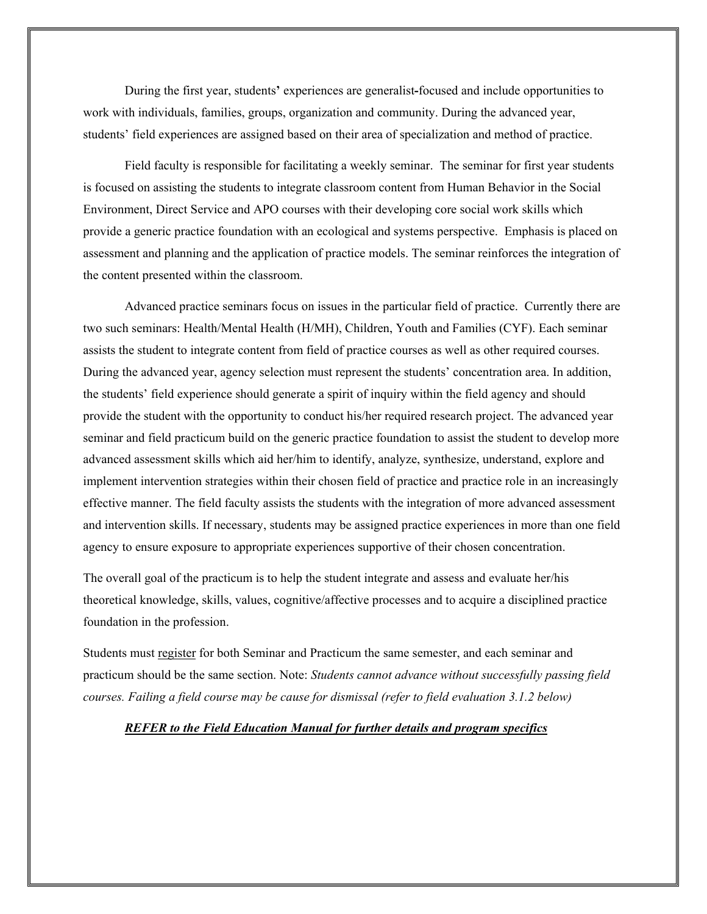During the first year, students' experiences are generalist-focused and include opportunities to work with individuals, families, groups, organization and community. During the advanced year, students' field experiences are assigned based on their area of specialization and method of practice.

Field faculty is responsible for facilitating a weekly seminar. The seminar for first year students is focused on assisting the students to integrate classroom content from Human Behavior in the Social Environment, Direct Service and APO courses with their developing core social work skills which provide a generic practice foundation with an ecological and systems perspective. Emphasis is placed on assessment and planning and the application of practice models. The seminar reinforces the integration of the content presented within the classroom.

Advanced practice seminars focus on issues in the particular field of practice. Currently there are two such seminars: Health/Mental Health (H/MH), Children, Youth and Families (CYF). Each seminar assists the student to integrate content from field of practice courses as well as other required courses. During the advanced year, agency selection must represent the students' concentration area. In addition, the students' field experience should generate a spirit of inquiry within the field agency and should provide the student with the opportunity to conduct his/her required research project. The advanced year seminar and field practicum build on the generic practice foundation to assist the student to develop more advanced assessment skills which aid her/him to identify, analyze, synthesize, understand, explore and implement intervention strategies within their chosen field of practice and practice role in an increasingly effective manner. The field faculty assists the students with the integration of more advanced assessment and intervention skills. If necessary, students may be assigned practice experiences in more than one field agency to ensure exposure to appropriate experiences supportive of their chosen concentration.

The overall goal of the practicum is to help the student integrate and assess and evaluate her/his theoretical knowledge, skills, values, cognitive/affective processes and to acquire a disciplined practice foundation in the profession.

Students must register for both Seminar and Practicum the same semester, and each seminar and practicum should be the same section. Note: *Students cannot advance without successfully passing field courses. Failing a field course may be cause for dismissal (refer to field evaluation 3.1.2 below)*

***REFER to the Field Education Manual for further details and program specifics***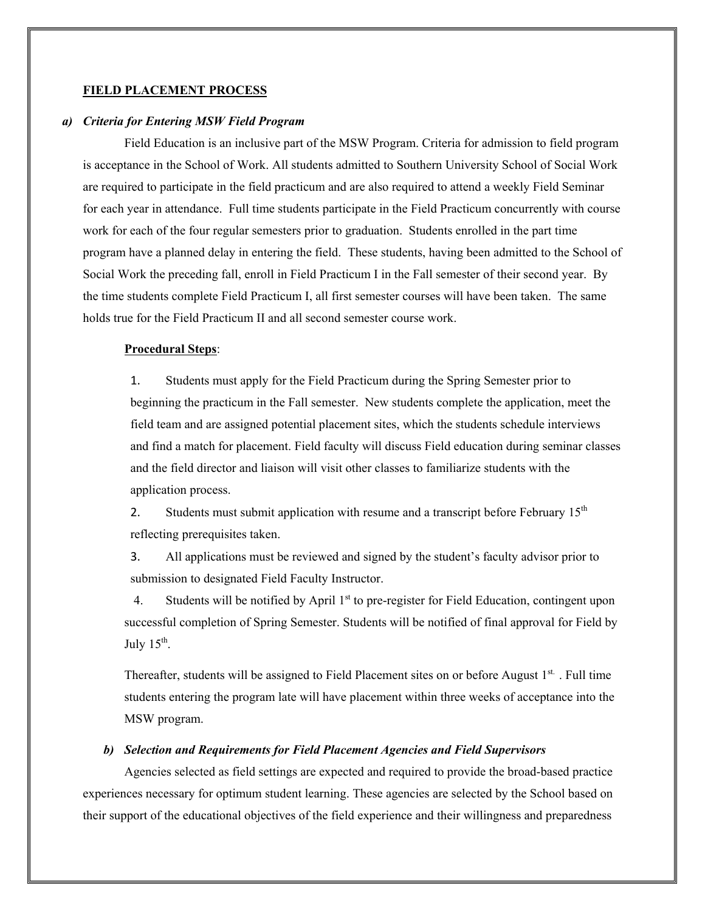## FIELD PLACEMENT PROCESS

### *a) Criteria for Entering MSW Field Program*

Field Education is an inclusive part of the MSW Program. Criteria for admission to field program is acceptance in the School of Work. All students admitted to Southern University School of Social Work are required to participate in the field practicum and are also required to attend a weekly Field Seminar for each year in attendance. Full time students participate in the Field Practicum concurrently with course work for each of the four regular semesters prior to graduation. Students enrolled in the part time program have a planned delay in entering the field. These students, having been admitted to the School of Social Work the preceding fall, enroll in Field Practicum I in the Fall semester of their second year. By the time students complete Field Practicum I, all first semester courses will have been taken. The same holds true for the Field Practicum II and all second semester course work.

**Procedural Steps**:

1. Students must apply for the Field Practicum during the Spring Semester prior to beginning the practicum in the Fall semester. New students complete the application, meet the field team and are assigned potential placement sites, which the students schedule interviews and find a match for placement. Field faculty will discuss Field education during seminar classes and the field director and liaison will visit other classes to familiarize students with the application process.
2. Students must submit application with resume and a transcript before February 15th reflecting prerequisites taken.
3. All applications must be reviewed and signed by the student's faculty advisor prior to submission to designated Field Faculty Instructor.
4. Students will be notified by April 1st to pre-register for Field Education, contingent upon successful completion of Spring Semester. Students will be notified of final approval for Field by July 15th.

Thereafter, students will be assigned to Field Placement sites on or before August 1st. . Full time students entering the program late will have placement within three weeks of acceptance into the MSW program.

### *b) Selection and Requirements for Field Placement Agencies and Field Supervisors*

Agencies selected as field settings are expected and required to provide the broad-based practice experiences necessary for optimum student learning. These agencies are selected by the School based on their support of the educational objectives of the field experience and their willingness and preparedness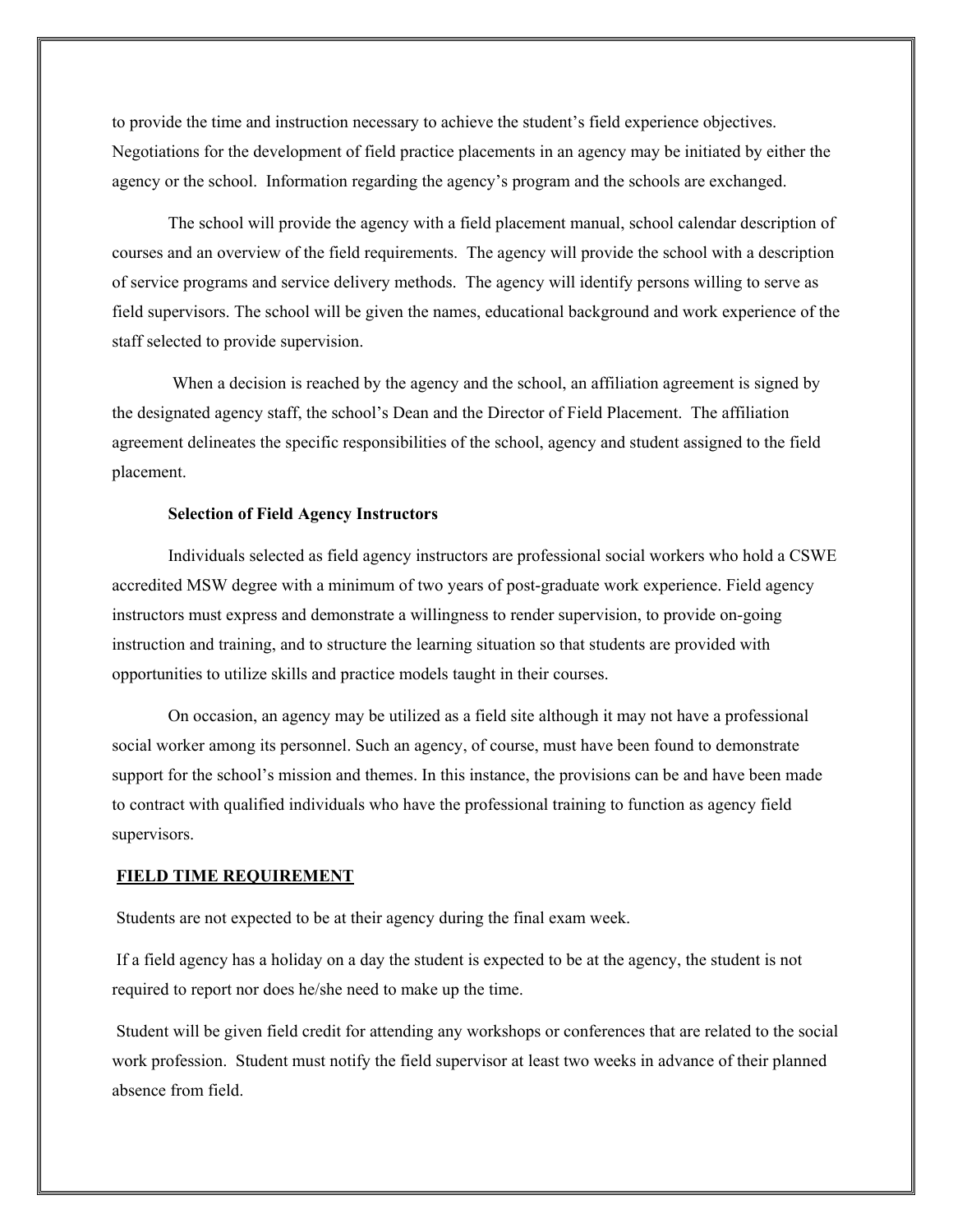to provide the time and instruction necessary to achieve the student's field experience objectives. Negotiations for the development of field practice placements in an agency may be initiated by either the agency or the school. Information regarding the agency's program and the schools are exchanged.

The school will provide the agency with a field placement manual, school calendar description of courses and an overview of the field requirements. The agency will provide the school with a description of service programs and service delivery methods. The agency will identify persons willing to serve as field supervisors. The school will be given the names, educational background and work experience of the staff selected to provide supervision.

When a decision is reached by the agency and the school, an affiliation agreement is signed by the designated agency staff, the school's Dean and the Director of Field Placement. The affiliation agreement delineates the specific responsibilities of the school, agency and student assigned to the field placement.

**Selection of Field Agency Instructors**

Individuals selected as field agency instructors are professional social workers who hold a CSWE accredited MSW degree with a minimum of two years of post-graduate work experience. Field agency instructors must express and demonstrate a willingness to render supervision, to provide on-going instruction and training, and to structure the learning situation so that students are provided with opportunities to utilize skills and practice models taught in their courses.

On occasion, an agency may be utilized as a field site although it may not have a professional social worker among its personnel. Such an agency, of course, must have been found to demonstrate support for the school's mission and themes. In this instance, the provisions can be and have been made to contract with qualified individuals who have the professional training to function as agency field supervisors.

## FIELD TIME REQUIREMENT

Students are not expected to be at their agency during the final exam week.

If a field agency has a holiday on a day the student is expected to be at the agency, the student is not required to report nor does he/she need to make up the time.

Student will be given field credit for attending any workshops or conferences that are related to the social work profession. Student must notify the field supervisor at least two weeks in advance of their planned absence from field.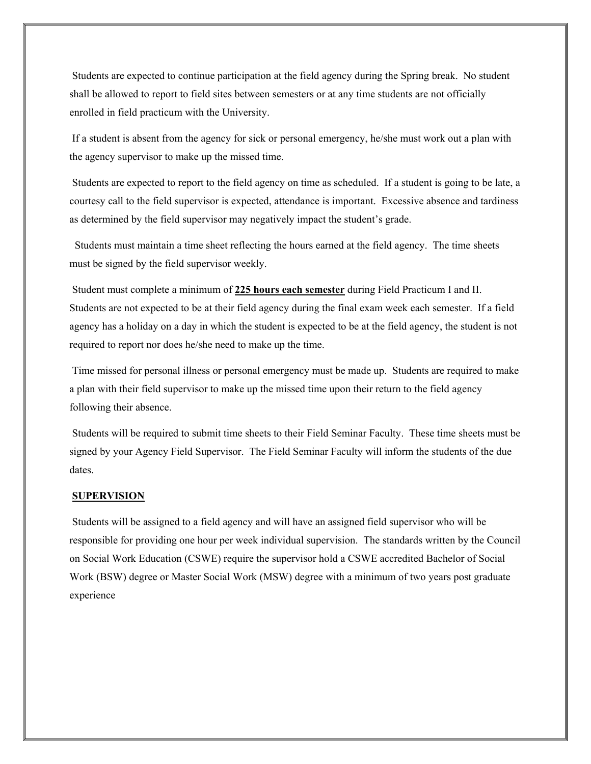Students are expected to continue participation at the field agency during the Spring break. No student shall be allowed to report to field sites between semesters or at any time students are not officially enrolled in field practicum with the University.

If a student is absent from the agency for sick or personal emergency, he/she must work out a plan with the agency supervisor to make up the missed time.

Students are expected to report to the field agency on time as scheduled. If a student is going to be late, a courtesy call to the field supervisor is expected, attendance is important. Excessive absence and tardiness as determined by the field supervisor may negatively impact the student's grade.

Students must maintain a time sheet reflecting the hours earned at the field agency. The time sheets must be signed by the field supervisor weekly.

Student must complete a minimum of **225 hours each semester** during Field Practicum I and II. Students are not expected to be at their field agency during the final exam week each semester. If a field agency has a holiday on a day in which the student is expected to be at the field agency, the student is not required to report nor does he/she need to make up the time.

Time missed for personal illness or personal emergency must be made up. Students are required to make a plan with their field supervisor to make up the missed time upon their return to the field agency following their absence.

Students will be required to submit time sheets to their Field Seminar Faculty. These time sheets must be signed by your Agency Field Supervisor. The Field Seminar Faculty will inform the students of the due dates.

## SUPERVISION

Students will be assigned to a field agency and will have an assigned field supervisor who will be responsible for providing one hour per week individual supervision. The standards written by the Council on Social Work Education (CSWE) require the supervisor hold a CSWE accredited Bachelor of Social Work (BSW) degree or Master Social Work (MSW) degree with a minimum of two years post graduate experience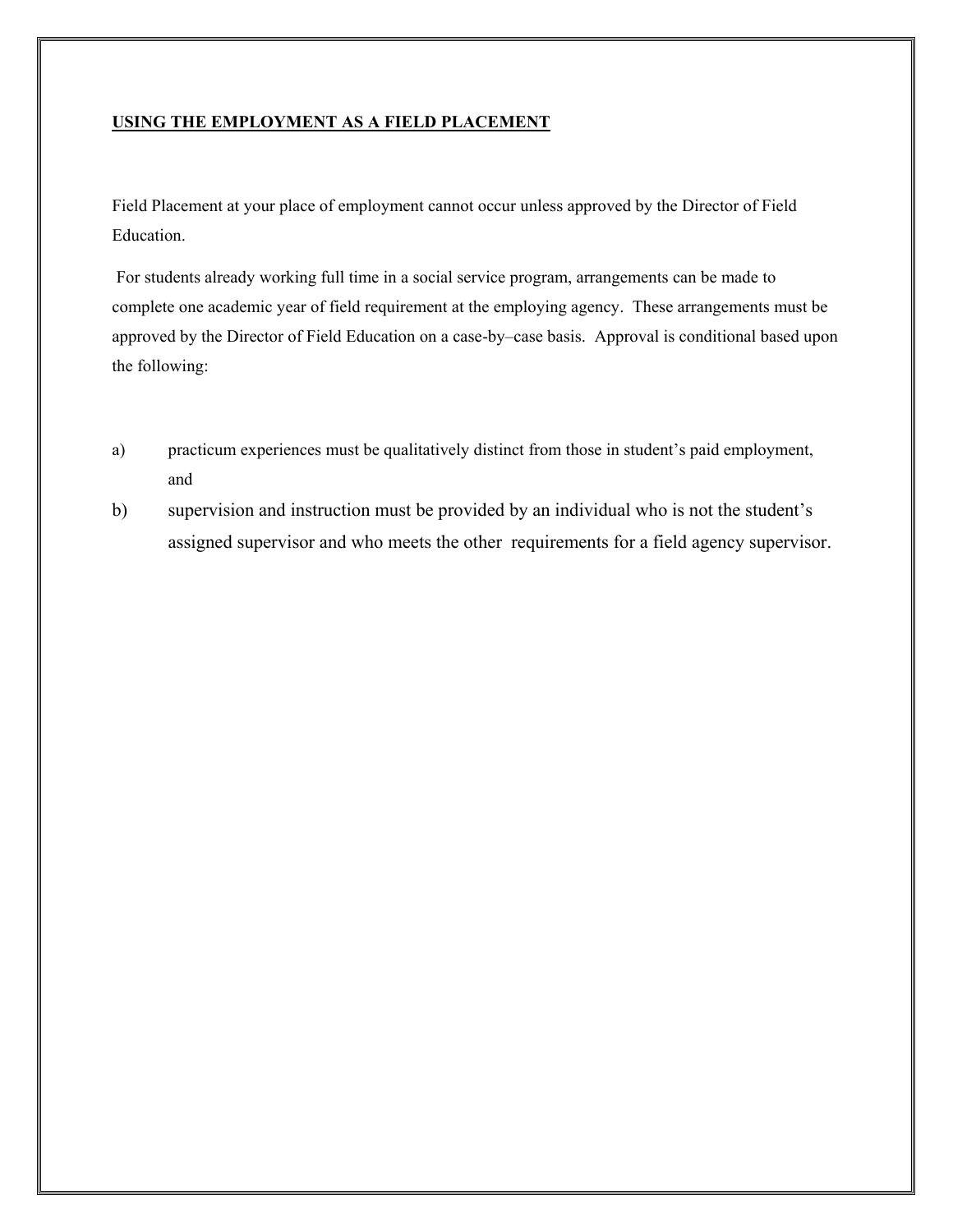## **USING THE EMPLOYMENT AS A FIELD PLACEMENT**

Field Placement at your place of employment cannot occur unless approved by the Director of Field Education.

For students already working full time in a social service program, arrangements can be made to complete one academic year of field requirement at the employing agency. These arrangements must be approved by the Director of Field Education on a case-by–case basis. Approval is conditional based upon the following:

a) practicum experiences must be qualitatively distinct from those in student's paid employment, and

b) supervision and instruction must be provided by an individual who is not the student's assigned supervisor and who meets the other requirements for a field agency supervisor.